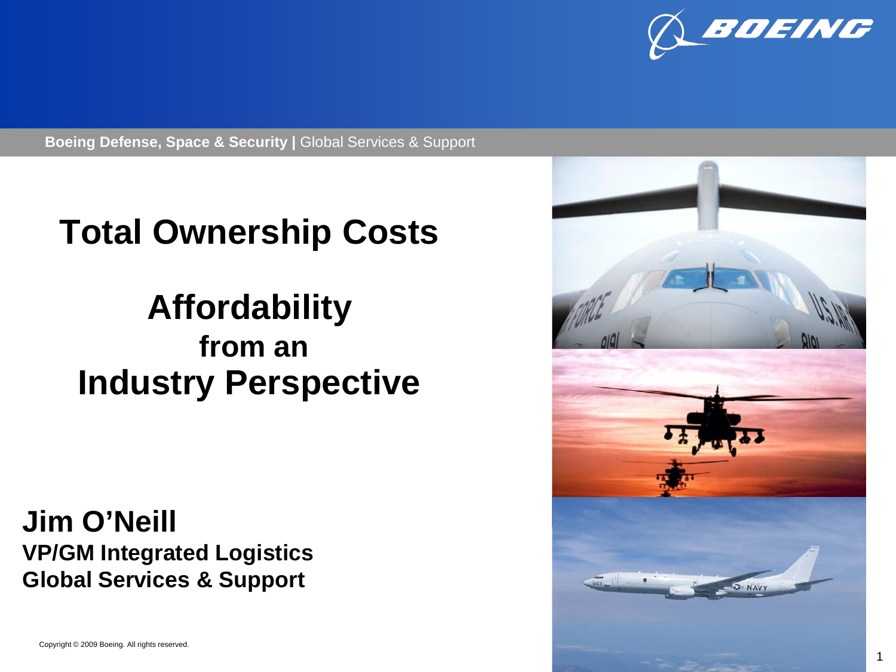Boeing Defense, Space & Security | Global Services & Support

# Total Ownership Costs

## Affordability from an Industry Perspective

**Jim O'Neill**
**VP/GM Integrated Logistics**
**Global Services & Support**

Copyright © 2009 Boeing. All rights reserved.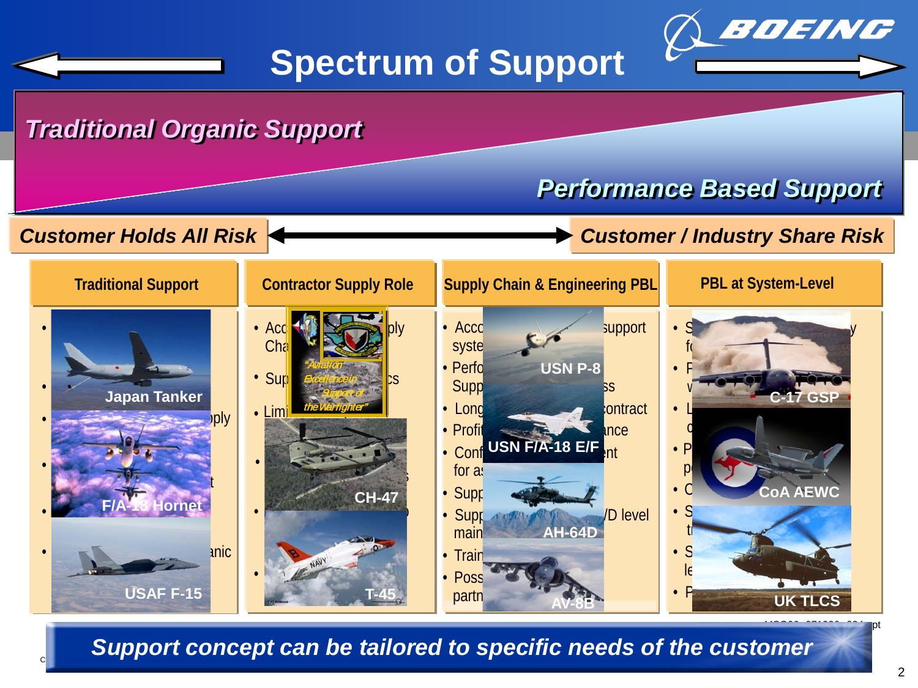# Spectrum of Support

*Traditional Organic Support*

*Performance Based Support*

**Customer Holds All Risk** ⟷ **Customer / Industry Share Risk**

| Traditional Support | Contractor Supply Role | Supply Chain & Engineering PBL | PBL at System-Level |
|---|---|---|---|
| Japan Tanker | "Aviation Excellence in Support of the Warfighter" | USN P-8 | C-17 GSP |
| F/A-18 Hornet | CH-47 | USN F/A-18 E/F | CoA AEWC |
| USAF F-15 | T-45 | AH-64D | UK TLCS |
| | | AV-8B | |

***Support concept can be tailored to specific needs of the customer***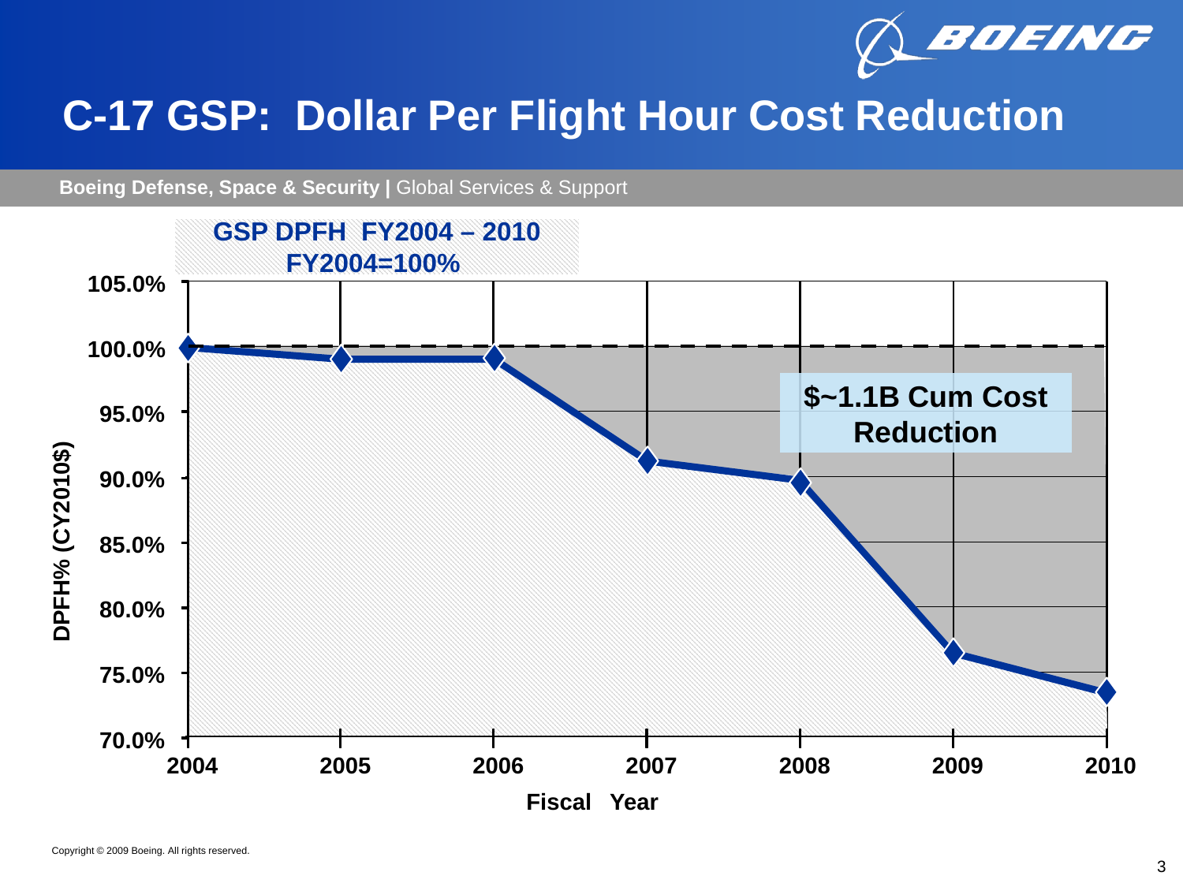# C-17 GSP: Dollar Per Flight Hour Cost Reduction

**Boeing Defense, Space & Security |** Global Services & Support

**GSP DPFH FY2004 – 2010**
**FY2004=100%**

**$~1.1B Cum Cost Reduction**

DPFH% (CY2010$)

105.0%
100.0%
95.0%
90.0%
85.0%
80.0%
75.0%
70.0%

2004 2005 2006 2007 2008 2009 2010

Fiscal Year

Copyright © 2009 Boeing. All rights reserved.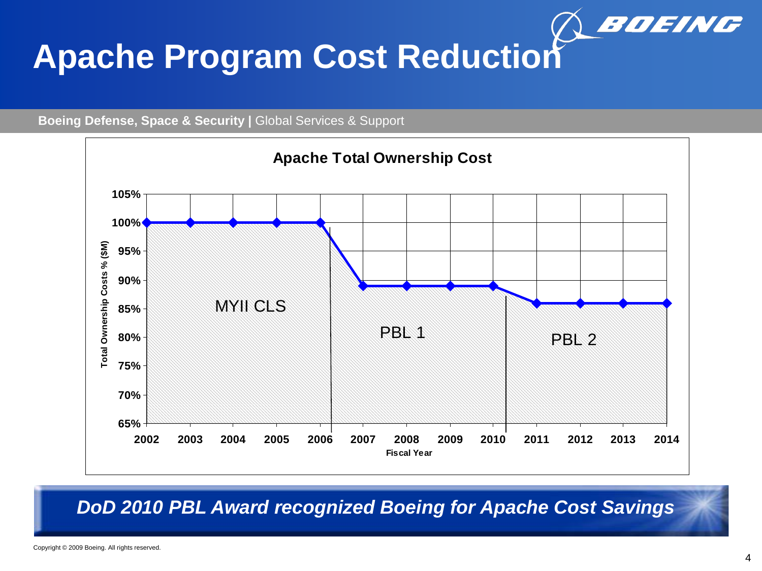# Apache Program Cost Reduction

**Boeing Defense, Space & Security |** Global Services & Support

**Apache Total Ownership Cost**

| Fiscal Year | Total Ownership Costs % ($M) | Contract |
| --- | --- | --- |
| 2002 | 100% | MYII CLS |
| 2003 | 100% | MYII CLS |
| 2004 | 100% | MYII CLS |
| 2005 | 100% | MYII CLS |
| 2006 | 100% | MYII CLS |
| 2007 | 89% | PBL 1 |
| 2008 | 89% | PBL 1 |
| 2009 | 89% | PBL 1 |
| 2010 | 89% | PBL 1 |
| 2011 | 86% | PBL 2 |
| 2012 | 86% | PBL 2 |
| 2013 | 86% | PBL 2 |
| 2014 | 86% | PBL 2 |

***DoD 2010 PBL Award recognized Boeing for Apache Cost Savings***

Copyright © 2009 Boeing. All rights reserved.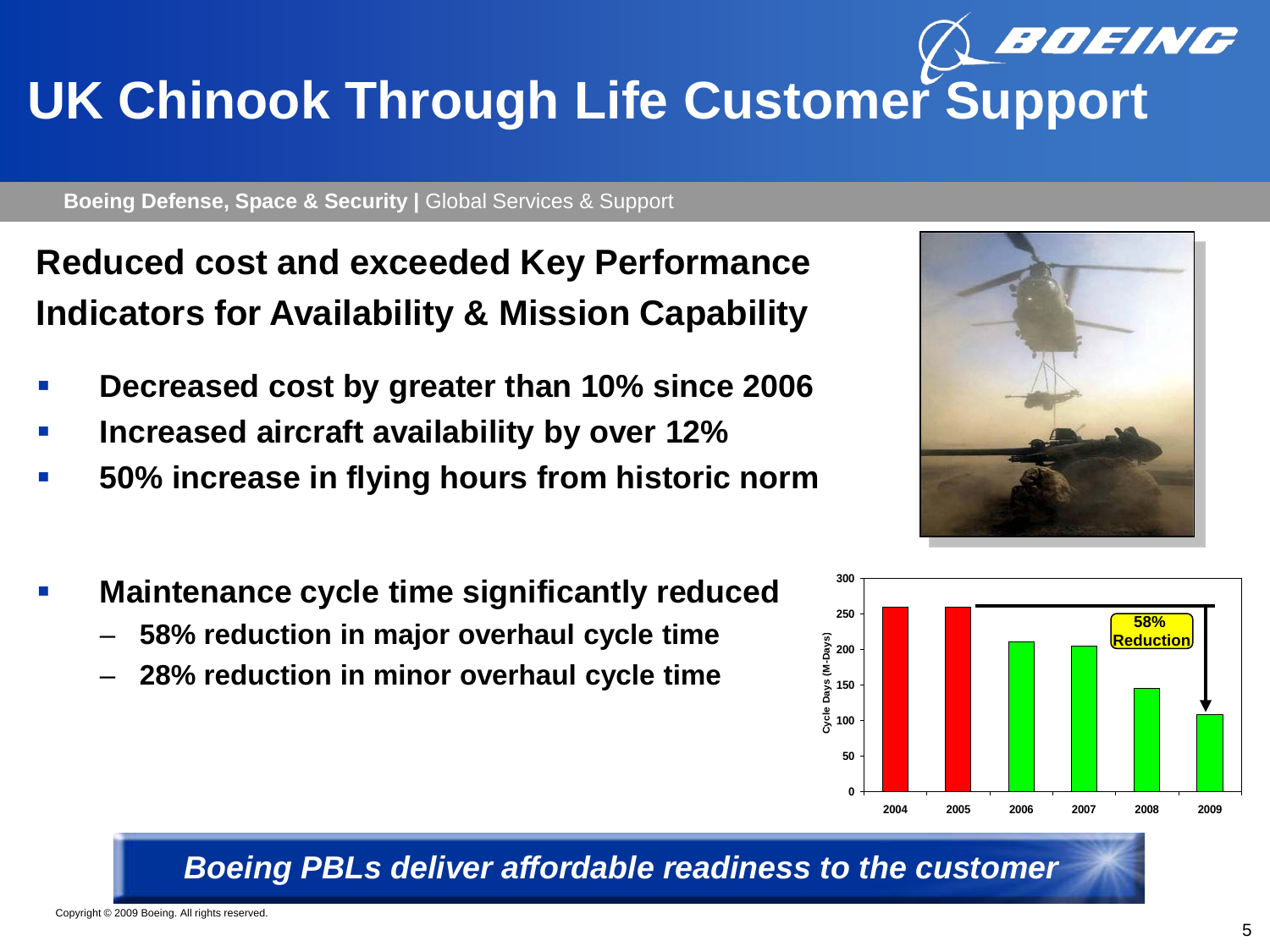# UK Chinook Through Life Customer Support

**Boeing Defense, Space & Security |** Global Services & Support

## Reduced cost and exceeded Key Performance Indicators for Availability & Mission Capability

- **Decreased cost by greater than 10% since 2006**
- **Increased aircraft availability by over 12%**
- **50% increase in flying hours from historic norm**

- **Maintenance cycle time significantly reduced**
  - **58% reduction in major overhaul cycle time**
  - **28% reduction in minor overhaul cycle time**

| Year | Cycle Days (M-Days) |
|---|---|
| 2004 | ~260 |
| 2005 | ~260 |
| 2006 | ~210 |
| 2007 | ~205 |
| 2008 | ~145 |
| 2009 | ~108 |

58% Reduction

***Boeing PBLs deliver affordable readiness to the customer***

Copyright © 2009 Boeing. All rights reserved.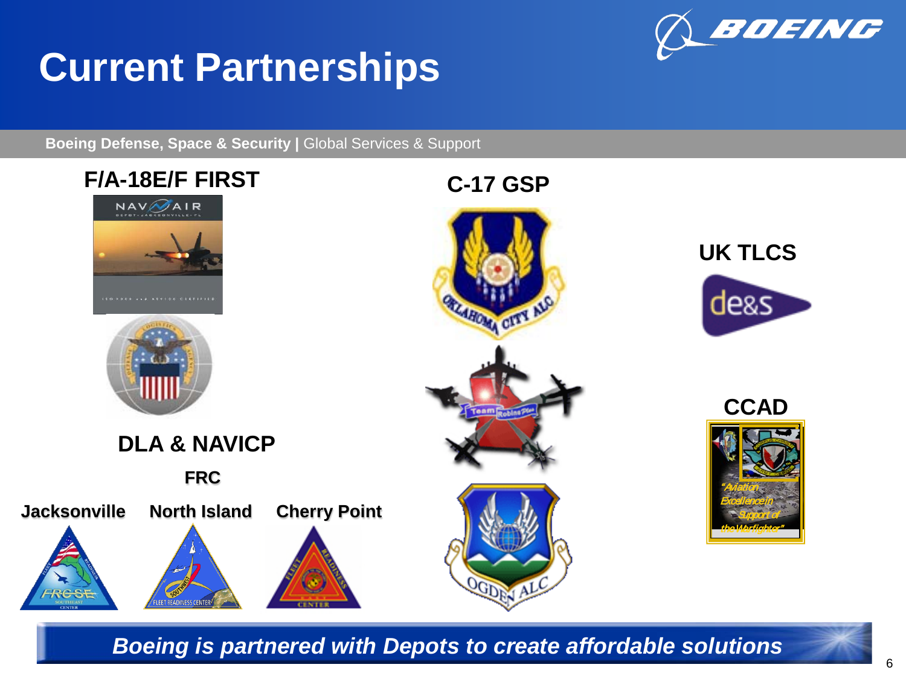# Current Partnerships

**Boeing Defense, Space & Security |** Global Services & Support

## F/A-18E/F FIRST

## DLA & NAVICP

### FRC

**Jacksonville** | **North Island** | **Cherry Point**

## C-17 GSP

## UK TLCS

## CCAD

***Boeing is partnered with Depots to create affordable solutions***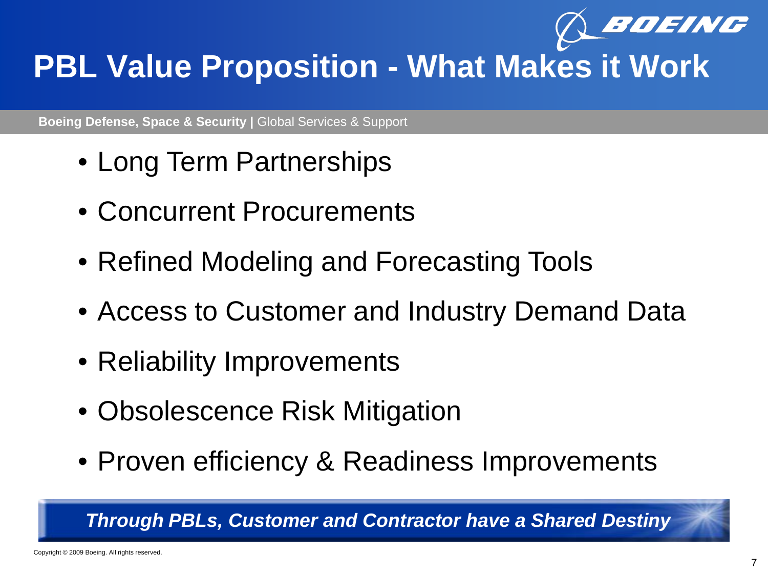# PBL Value Proposition - What Makes it Work

**Boeing Defense, Space & Security |** Global Services & Support

- Long Term Partnerships
- Concurrent Procurements
- Refined Modeling and Forecasting Tools
- Access to Customer and Industry Demand Data
- Reliability Improvements
- Obsolescence Risk Mitigation
- Proven efficiency & Readiness Improvements

***Through PBLs, Customer and Contractor have a Shared Destiny***

Copyright © 2009 Boeing. All rights reserved.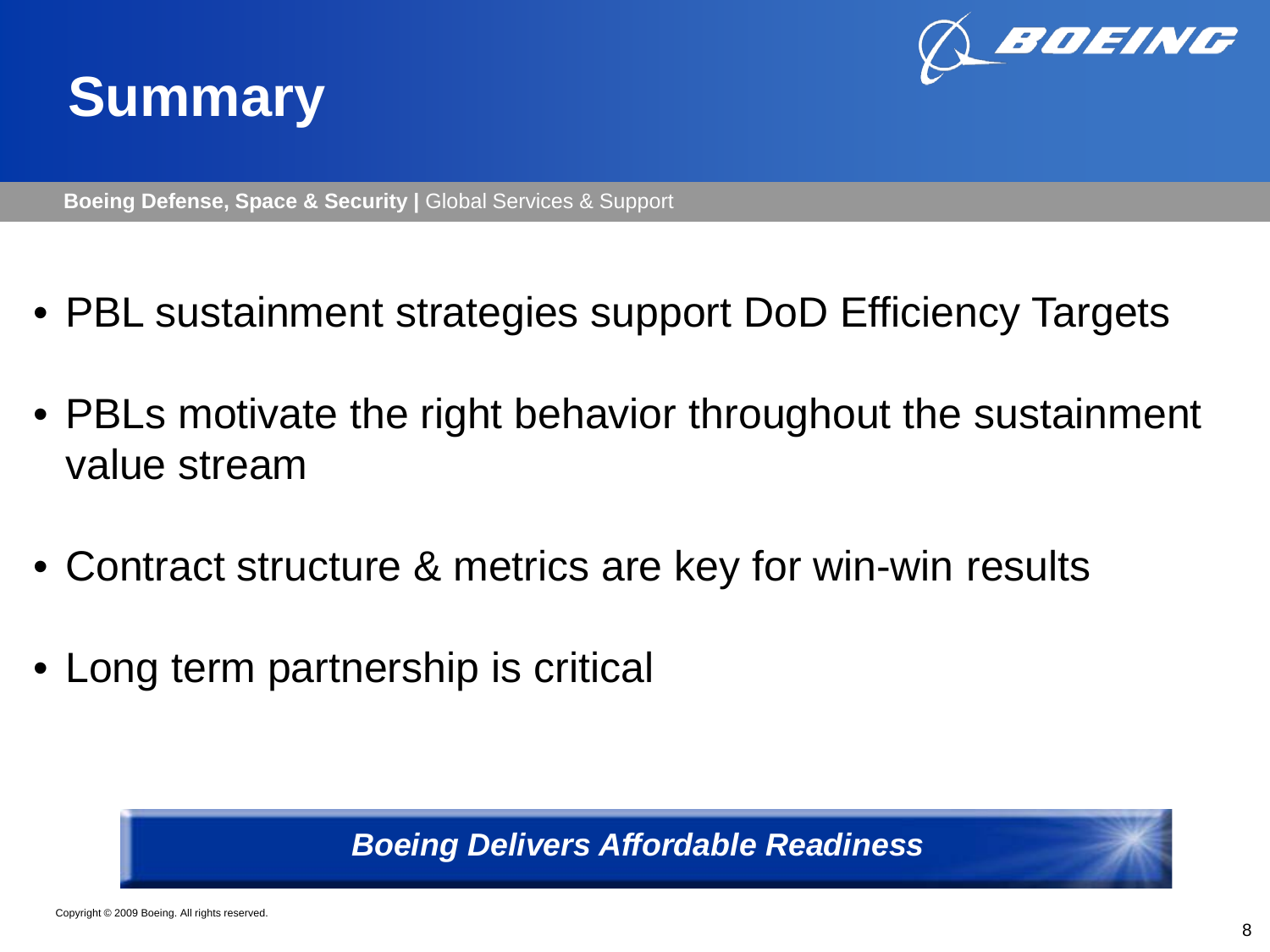# Summary

**Boeing Defense, Space & Security |** Global Services & Support

- PBL sustainment strategies support DoD Efficiency Targets
- PBLs motivate the right behavior throughout the sustainment value stream
- Contract structure & metrics are key for win-win results
- Long term partnership is critical

***Boeing Delivers Affordable Readiness***

Copyright © 2009 Boeing. All rights reserved.